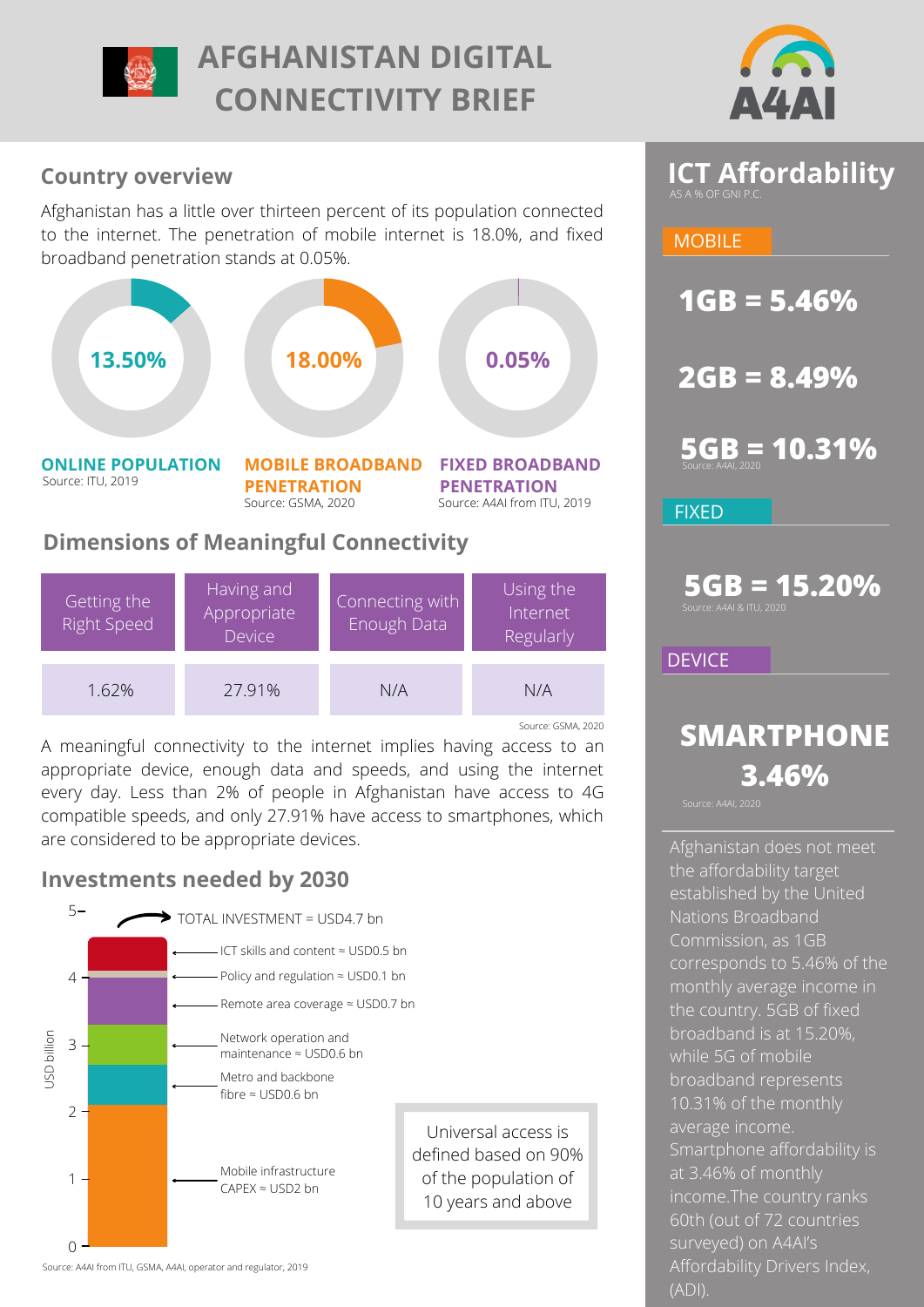# AFGHANISTAN DIGITAL CONNECTIVITY BRIEF

A4AI

## Country overview

Afghanistan has a little over thirteen percent of its population connected to the internet. The penetration of mobile internet is 18.0%, and fixed broadband penetration stands at 0.05%.

**13.50%**
**ONLINE POPULATION**
Source: ITU, 2019

**18.00%**
**MOBILE BROADBAND PENETRATION**
Source: GSMA, 2020

**0.05%**
**FIXED BROADBAND PENETRATION**
Source: A4AI from ITU, 2019

## Dimensions of Meaningful Connectivity

| Getting the Right Speed | Having and Appropriate Device | Connecting with Enough Data | Using the Internet Regularly |
|---|---|---|---|
| 1.62% | 27.91% | N/A | N/A |

Source: GSMA, 2020

A meaningful connectivity to the internet implies having access to an appropriate device, enough data and speeds, and using the internet every day. Less than 2% of people in Afghanistan have access to 4G compatible speeds, and only 27.91% have access to smartphones, which are considered to be appropriate devices.

## Investments needed by 2030

TOTAL INVESTMENT = USD4.7 bn

- ICT skills and content ≈ USD0.5 bn
- Policy and regulation ≈ USD0.1 bn
- Remote area coverage ≈ USD0.7 bn
- Network operation and maintenance ≈ USD0.6 bn
- Metro and backbone fibre ≈ USD0.6 bn
- Mobile infrastructure CAPEX ≈ USD2 bn

USD billion (0–5)

Universal access is defined based on 90% of the population of 10 years and above

Source: A4AI from ITU, GSMA, A4AI, operator and regulator, 2019

## ICT Affordability

AS A % OF GNI P.C.

### MOBILE

**1GB = 5.46%**

**2GB = 8.49%**

**5GB = 10.31%**

Source: A4AI, 2020

### FIXED

**5GB = 15.20%**

Source: A4AI & ITU, 2020

### DEVICE

**SMARTPHONE 3.46%**

Source: A4AI, 2020

Afghanistan does not meet the affordability target established by the United Nations Broadband Commission, as 1GB corresponds to 5.46% of the monthly average income in the country. 5GB of fixed broadband is at 15.20%, while 5G of mobile broadband represents 10.31% of the monthly average income. Smartphone affordability is at 3.46% of monthly income.The country ranks 60th (out of 72 countries surveyed) on A4AI's Affordability Drivers Index, (ADI).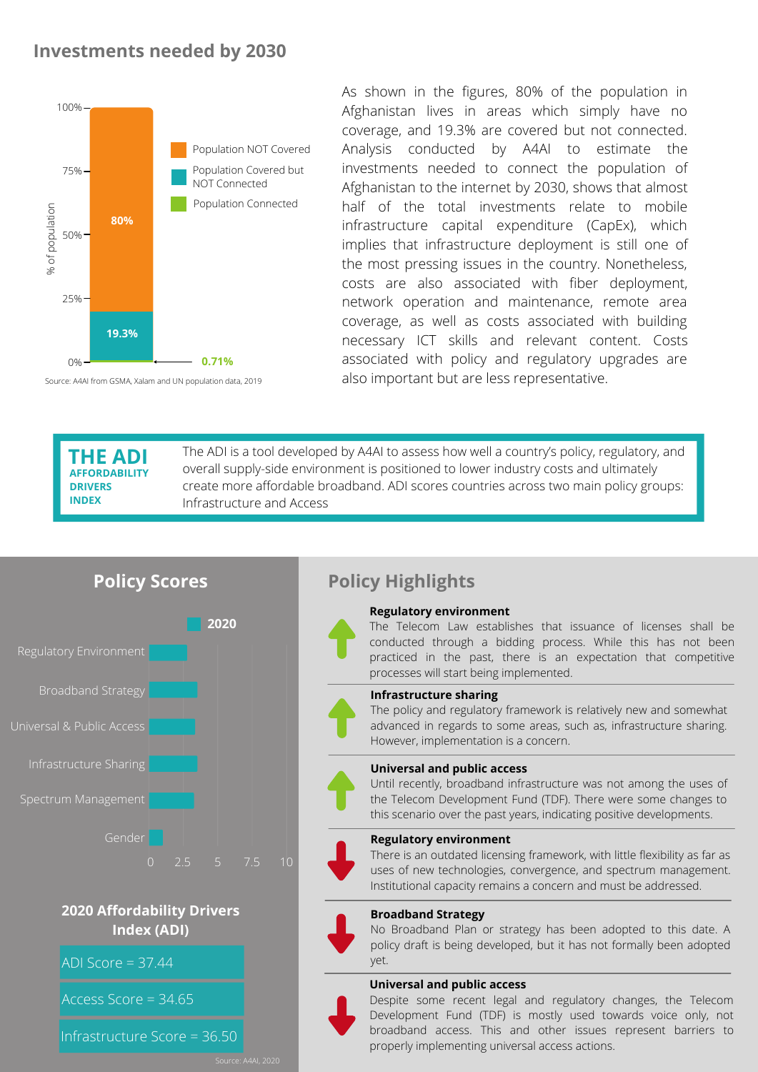## Investments needed by 2030

100%
75%
50%
25%
0%
% of population
80%
19.3%
0.71%
Population NOT Covered
Population Covered but NOT Connected
Population Connected

Source: A4AI from GSMA, Xalam and UN population data, 2019

As shown in the figures, 80% of the population in Afghanistan lives in areas which simply have no coverage, and 19.3% are covered but not connected. Analysis conducted by A4AI to estimate the investments needed to connect the population of Afghanistan to the internet by 2030, shows that almost half of the total investments relate to mobile infrastructure capital expenditure (CapEx), which implies that infrastructure deployment is still one of the most pressing issues in the country. Nonetheless, costs are also associated with fiber deployment, network operation and maintenance, remote area coverage, as well as costs associated with building necessary ICT skills and relevant content. Costs associated with policy and regulatory upgrades are also important but are less representative.

**THE ADI**
**AFFORDABILITY DRIVERS INDEX**

The ADI is a tool developed by A4AI to assess how well a country's policy, regulatory, and overall supply-side environment is positioned to lower industry costs and ultimately create more affordable broadband. ADI scores countries across two main policy groups: Infrastructure and Access

## Policy Scores

2020
Regulatory Environment
Broadband Strategy
Universal & Public Access
Infrastructure Sharing
Spectrum Management
Gender
0
2.5
5
7.5
10

### 2020 Affordability Drivers Index (ADI)

ADI Score = 37.44

Access Score = 34.65

Infrastructure Score = 36.50

Source: A4AI, 2020

## Policy Highlights

**Regulatory environment**
The Telecom Law establishes that issuance of licenses shall be conducted through a bidding process. While this has not been practiced in the past, there is an expectation that competitive processes will start being implemented.

**Infrastructure sharing**
The policy and regulatory framework is relatively new and somewhat advanced in regards to some areas, such as, infrastructure sharing. However, implementation is a concern.

**Universal and public access**
Until recently, broadband infrastructure was not among the uses of the Telecom Development Fund (TDF). There were some changes to this scenario over the past years, indicating positive developments.

**Regulatory environment**
There is an outdated licensing framework, with little flexibility as far as uses of new technologies, convergence, and spectrum management. Institutional capacity remains a concern and must be addressed.

**Broadband Strategy**
No Broadband Plan or strategy has been adopted to this date. A policy draft is being developed, but it has not formally been adopted yet.

**Universal and public access**
Despite some recent legal and regulatory changes, the Telecom Development Fund (TDF) is mostly used towards voice only, not broadband access. This and other issues represent barriers to properly implementing universal access actions.